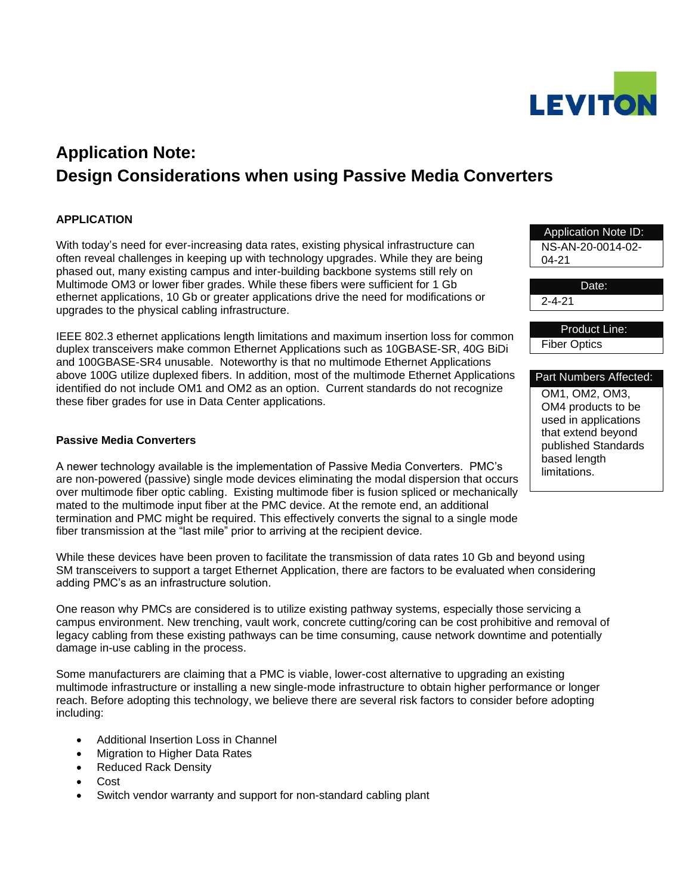LEVITON

# Application Note:
# Design Considerations when using Passive Media Converters

| Application Note ID: |
| --- |
| NS-AN-20-0014-02-04-21 |

| Date: |
| --- |
| 2-4-21 |

| Product Line: |
| --- |
| Fiber Optics |

| Part Numbers Affected: |
| --- |
| OM1, OM2, OM3, OM4 products to be used in applications that extend beyond published Standards based length limitations. |

## APPLICATION

With today's need for ever-increasing data rates, existing physical infrastructure can often reveal challenges in keeping up with technology upgrades. While they are being phased out, many existing campus and inter-building backbone systems still rely on Multimode OM3 or lower fiber grades. While these fibers were sufficient for 1 Gb ethernet applications, 10 Gb or greater applications drive the need for modifications or upgrades to the physical cabling infrastructure.

IEEE 802.3 ethernet applications length limitations and maximum insertion loss for common duplex transceivers make common Ethernet Applications such as 10GBASE-SR, 40G BiDi and 100GBASE-SR4 unusable. Noteworthy is that no multimode Ethernet Applications above 100G utilize duplexed fibers. In addition, most of the multimode Ethernet Applications identified do not include OM1 and OM2 as an option. Current standards do not recognize these fiber grades for use in Data Center applications.

### Passive Media Converters

A newer technology available is the implementation of Passive Media Converters. PMC's are non-powered (passive) single mode devices eliminating the modal dispersion that occurs over multimode fiber optic cabling. Existing multimode fiber is fusion spliced or mechanically mated to the multimode input fiber at the PMC device. At the remote end, an additional termination and PMC might be required. This effectively converts the signal to a single mode fiber transmission at the "last mile" prior to arriving at the recipient device.

While these devices have been proven to facilitate the transmission of data rates 10 Gb and beyond using SM transceivers to support a target Ethernet Application, there are factors to be evaluated when considering adding PMC's as an infrastructure solution.

One reason why PMCs are considered is to utilize existing pathway systems, especially those servicing a campus environment. New trenching, vault work, concrete cutting/coring can be cost prohibitive and removal of legacy cabling from these existing pathways can be time consuming, cause network downtime and potentially damage in-use cabling in the process.

Some manufacturers are claiming that a PMC is viable, lower-cost alternative to upgrading an existing multimode infrastructure or installing a new single-mode infrastructure to obtain higher performance or longer reach. Before adopting this technology, we believe there are several risk factors to consider before adopting including:

- Additional Insertion Loss in Channel
- Migration to Higher Data Rates
- Reduced Rack Density
- Cost
- Switch vendor warranty and support for non-standard cabling plant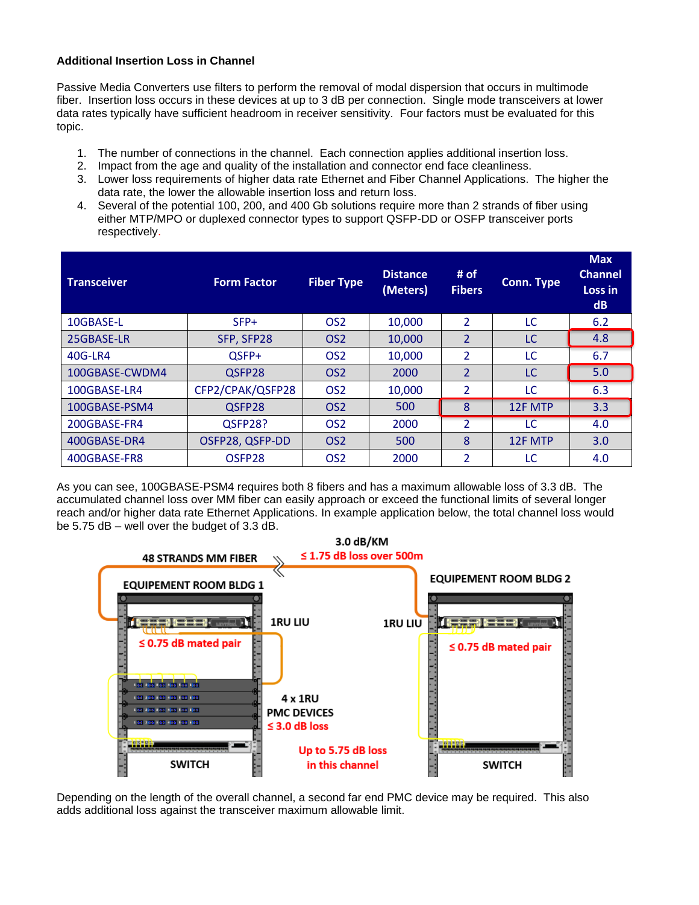**Additional Insertion Loss in Channel**

Passive Media Converters use filters to perform the removal of modal dispersion that occurs in multimode fiber. Insertion loss occurs in these devices at up to 3 dB per connection. Single mode transceivers at lower data rates typically have sufficient headroom in receiver sensitivity. Four factors must be evaluated for this topic.

1. The number of connections in the channel. Each connection applies additional insertion loss.
2. Impact from the age and quality of the installation and connector end face cleanliness.
3. Lower loss requirements of higher data rate Ethernet and Fiber Channel Applications. The higher the data rate, the lower the allowable insertion loss and return loss.
4. Several of the potential 100, 200, and 400 Gb solutions require more than 2 strands of fiber using either MTP/MPO or duplexed connector types to support QSFP-DD or OSFP transceiver ports respectively.

| Transceiver | Form Factor | Fiber Type | Distance (Meters) | # of Fibers | Conn. Type | Max Channel Loss in dB |
|---|---|---|---|---|---|---|
| 10GBASE-L | SFP+ | OS2 | 10,000 | 2 | LC | 6.2 |
| 25GBASE-LR | SFP, SFP28 | OS2 | 10,000 | 2 | LC | 4.8 |
| 40G-LR4 | QSFP+ | OS2 | 10,000 | 2 | LC | 6.7 |
| 100GBASE-CWDM4 | QSFP28 | OS2 | 2000 | 2 | LC | 5.0 |
| 100GBASE-LR4 | CFP2/CPAK/QSFP28 | OS2 | 10,000 | 2 | LC | 6.3 |
| 100GBASE-PSM4 | QSFP28 | OS2 | 500 | 8 | 12F MTP | 3.3 |
| 200GBASE-FR4 | QSFP28? | OS2 | 2000 | 2 | LC | 4.0 |
| 400GBASE-DR4 | OSFP28, QSFP-DD | OS2 | 500 | 8 | 12F MTP | 3.0 |
| 400GBASE-FR8 | OSFP28 | OS2 | 2000 | 2 | LC | 4.0 |

As you can see, 100GBASE-PSM4 requires both 8 fibers and has a maximum allowable loss of 3.3 dB. The accumulated channel loss over MM fiber can easily approach or exceed the functional limits of several longer reach and/or higher data rate Ethernet Applications. In example application below, the total channel loss would be 5.75 dB – well over the budget of 3.3 dB.

48 STRANDS MM FIBER | 3.0 dB/KM | ≤ 1.75 dB loss over 500m

EQUIPEMENT ROOM BLDG 1 | EQUIPEMENT ROOM BLDG 2

1RU LIU | 1RU LIU

≤ 0.75 dB mated pair | ≤ 0.75 dB mated pair

4 x 1RU PMC DEVICES ≤ 3.0 dB loss

Up to 5.75 dB loss in this channel

SWITCH | SWITCH

Depending on the length of the overall channel, a second far end PMC device may be required. This also adds additional loss against the transceiver maximum allowable limit.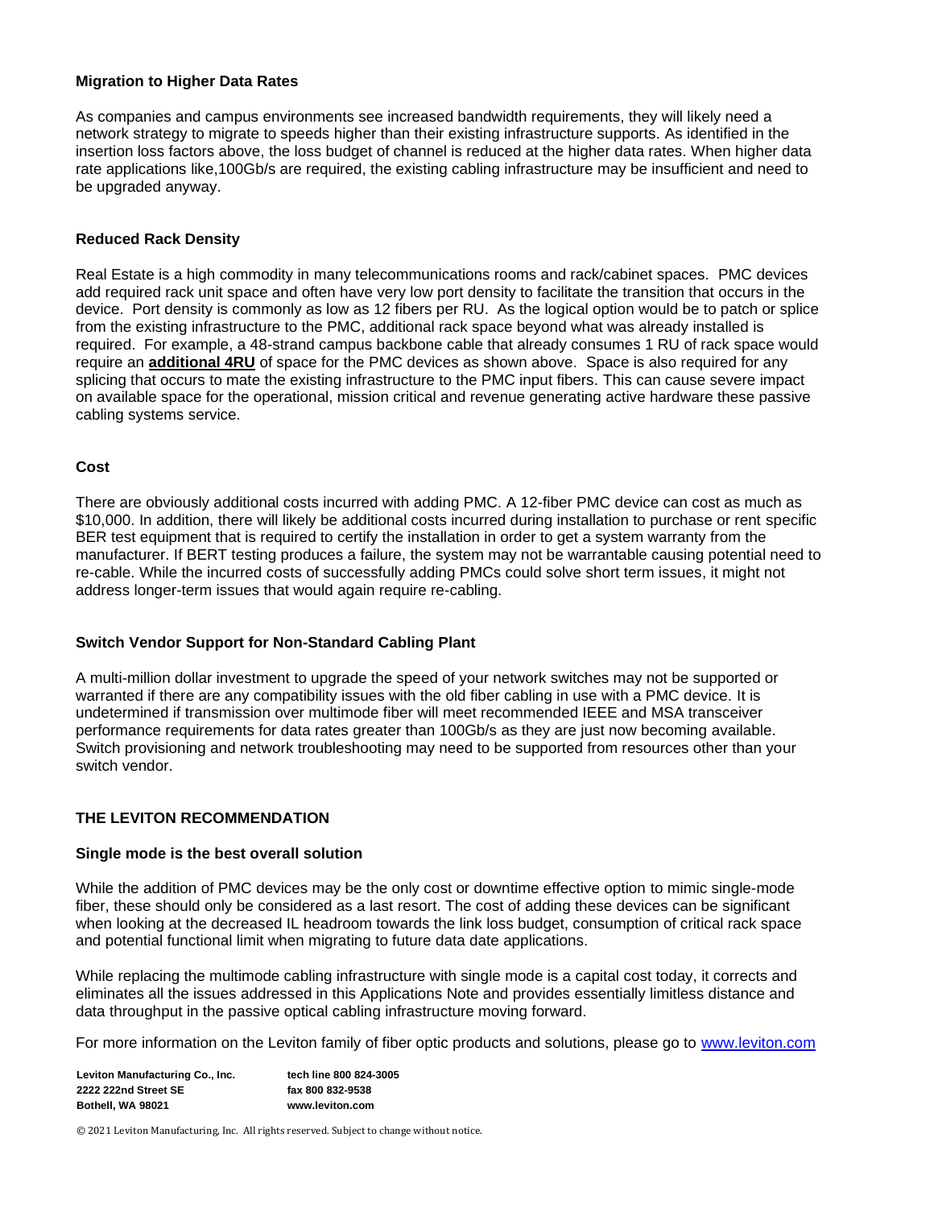**Migration to Higher Data Rates**

As companies and campus environments see increased bandwidth requirements, they will likely need a network strategy to migrate to speeds higher than their existing infrastructure supports. As identified in the insertion loss factors above, the loss budget of channel is reduced at the higher data rates. When higher data rate applications like,100Gb/s are required, the existing cabling infrastructure may be insufficient and need to be upgraded anyway.

**Reduced Rack Density**

Real Estate is a high commodity in many telecommunications rooms and rack/cabinet spaces. PMC devices add required rack unit space and often have very low port density to facilitate the transition that occurs in the device. Port density is commonly as low as 12 fibers per RU. As the logical option would be to patch or splice from the existing infrastructure to the PMC, additional rack space beyond what was already installed is required. For example, a 48-strand campus backbone cable that already consumes 1 RU of rack space would require an **additional 4RU** of space for the PMC devices as shown above. Space is also required for any splicing that occurs to mate the existing infrastructure to the PMC input fibers. This can cause severe impact on available space for the operational, mission critical and revenue generating active hardware these passive cabling systems service.

**Cost**

There are obviously additional costs incurred with adding PMC. A 12-fiber PMC device can cost as much as $10,000. In addition, there will likely be additional costs incurred during installation to purchase or rent specific BER test equipment that is required to certify the installation in order to get a system warranty from the manufacturer. If BERT testing produces a failure, the system may not be warrantable causing potential need to re-cable. While the incurred costs of successfully adding PMCs could solve short term issues, it might not address longer-term issues that would again require re-cabling.

**Switch Vendor Support for Non-Standard Cabling Plant**

A multi-million dollar investment to upgrade the speed of your network switches may not be supported or warranted if there are any compatibility issues with the old fiber cabling in use with a PMC device. It is undetermined if transmission over multimode fiber will meet recommended IEEE and MSA transceiver performance requirements for data rates greater than 100Gb/s as they are just now becoming available. Switch provisioning and network troubleshooting may need to be supported from resources other than your switch vendor.

**THE LEVITON RECOMMENDATION**

**Single mode is the best overall solution**

While the addition of PMC devices may be the only cost or downtime effective option to mimic single-mode fiber, these should only be considered as a last resort. The cost of adding these devices can be significant when looking at the decreased IL headroom towards the link loss budget, consumption of critical rack space and potential functional limit when migrating to future data date applications.

While replacing the multimode cabling infrastructure with single mode is a capital cost today, it corrects and eliminates all the issues addressed in this Applications Note and provides essentially limitless distance and data throughput in the passive optical cabling infrastructure moving forward.

For more information on the Leviton family of fiber optic products and solutions, please go to [www.leviton.com](http://www.leviton.com)

**Leviton Manufacturing Co., Inc.**
**2222 222nd Street SE**
**Bothell, WA 98021**

**tech line 800 824-3005**
**fax 800 832-9538**
**www.leviton.com**

© 2021 Leviton Manufacturing, Inc. All rights reserved. Subject to change without notice.